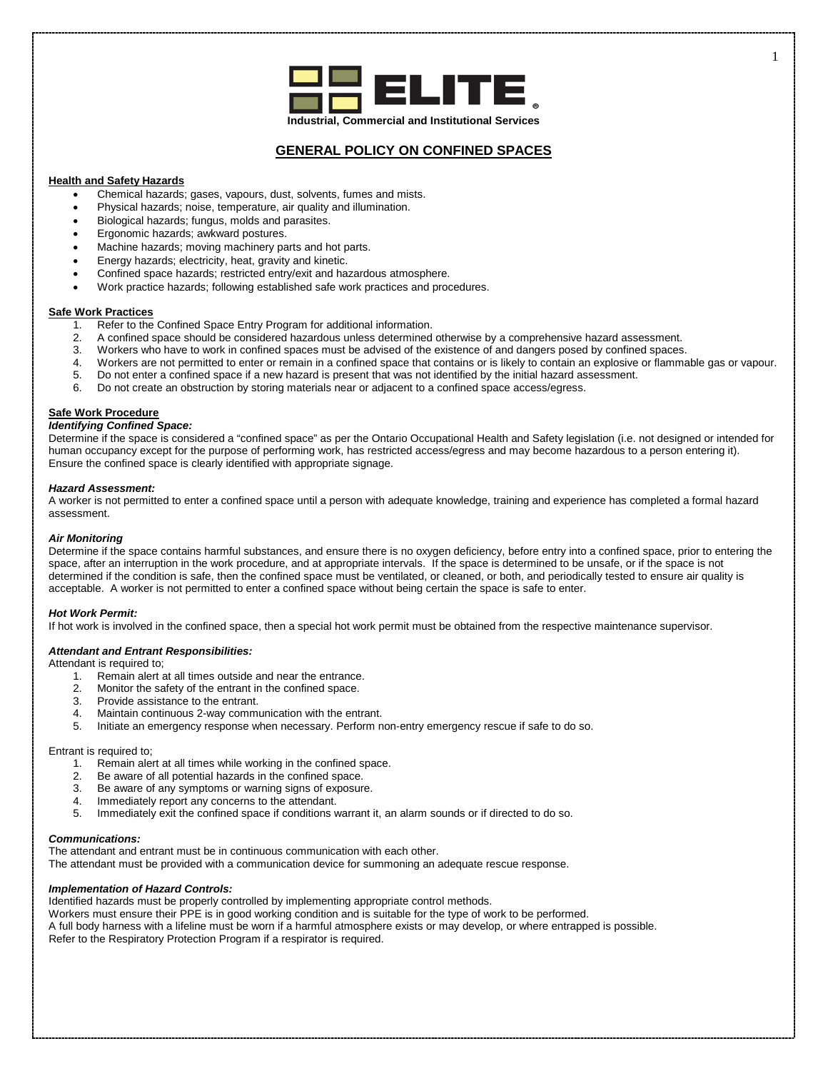**ELITE**

**Industrial, Commercial and Institutional Services**

# GENERAL POLICY ON CONFINED SPACES

## Health and Safety Hazards

- Chemical hazards; gases, vapours, dust, solvents, fumes and mists.
- Physical hazards; noise, temperature, air quality and illumination.
- Biological hazards; fungus, molds and parasites.
- Ergonomic hazards; awkward postures.
- Machine hazards; moving machinery parts and hot parts.
- Energy hazards; electricity, heat, gravity and kinetic.
- Confined space hazards; restricted entry/exit and hazardous atmosphere.
- Work practice hazards; following established safe work practices and procedures.

## Safe Work Practices

1. Refer to the Confined Space Entry Program for additional information.
2. A confined space should be considered hazardous unless determined otherwise by a comprehensive hazard assessment.
3. Workers who have to work in confined spaces must be advised of the existence of and dangers posed by confined spaces.
4. Workers are not permitted to enter or remain in a confined space that contains or is likely to contain an explosive or flammable gas or vapour.
5. Do not enter a confined space if a new hazard is present that was not identified by the initial hazard assessment.
6. Do not create an obstruction by storing materials near or adjacent to a confined space access/egress.

## Safe Work Procedure

### *Identifying Confined Space:*

Determine if the space is considered a "confined space" as per the Ontario Occupational Health and Safety legislation (i.e. not designed or intended for human occupancy except for the purpose of performing work, has restricted access/egress and may become hazardous to a person entering it). Ensure the confined space is clearly identified with appropriate signage.

### *Hazard Assessment:*

A worker is not permitted to enter a confined space until a person with adequate knowledge, training and experience has completed a formal hazard assessment.

### *Air Monitoring*

Determine if the space contains harmful substances, and ensure there is no oxygen deficiency, before entry into a confined space, prior to entering the space, after an interruption in the work procedure, and at appropriate intervals. If the space is determined to be unsafe, or if the space is not determined if the condition is safe, then the confined space must be ventilated, or cleaned, or both, and periodically tested to ensure air quality is acceptable. A worker is not permitted to enter a confined space without being certain the space is safe to enter.

### *Hot Work Permit:*

If hot work is involved in the confined space, then a special hot work permit must be obtained from the respective maintenance supervisor.

### *Attendant and Entrant Responsibilities:*

Attendant is required to;

1. Remain alert at all times outside and near the entrance.
2. Monitor the safety of the entrant in the confined space.
3. Provide assistance to the entrant.
4. Maintain continuous 2-way communication with the entrant.
5. Initiate an emergency response when necessary. Perform non-entry emergency rescue if safe to do so.

Entrant is required to;

1. Remain alert at all times while working in the confined space.
2. Be aware of all potential hazards in the confined space.
3. Be aware of any symptoms or warning signs of exposure.
4. Immediately report any concerns to the attendant.
5. Immediately exit the confined space if conditions warrant it, an alarm sounds or if directed to do so.

### *Communications:*

The attendant and entrant must be in continuous communication with each other.
The attendant must be provided with a communication device for summoning an adequate rescue response.

### *Implementation of Hazard Controls:*

Identified hazards must be properly controlled by implementing appropriate control methods.
Workers must ensure their PPE is in good working condition and is suitable for the type of work to be performed.
A full body harness with a lifeline must be worn if a harmful atmosphere exists or may develop, or where entrapped is possible.
Refer to the Respiratory Protection Program if a respirator is required.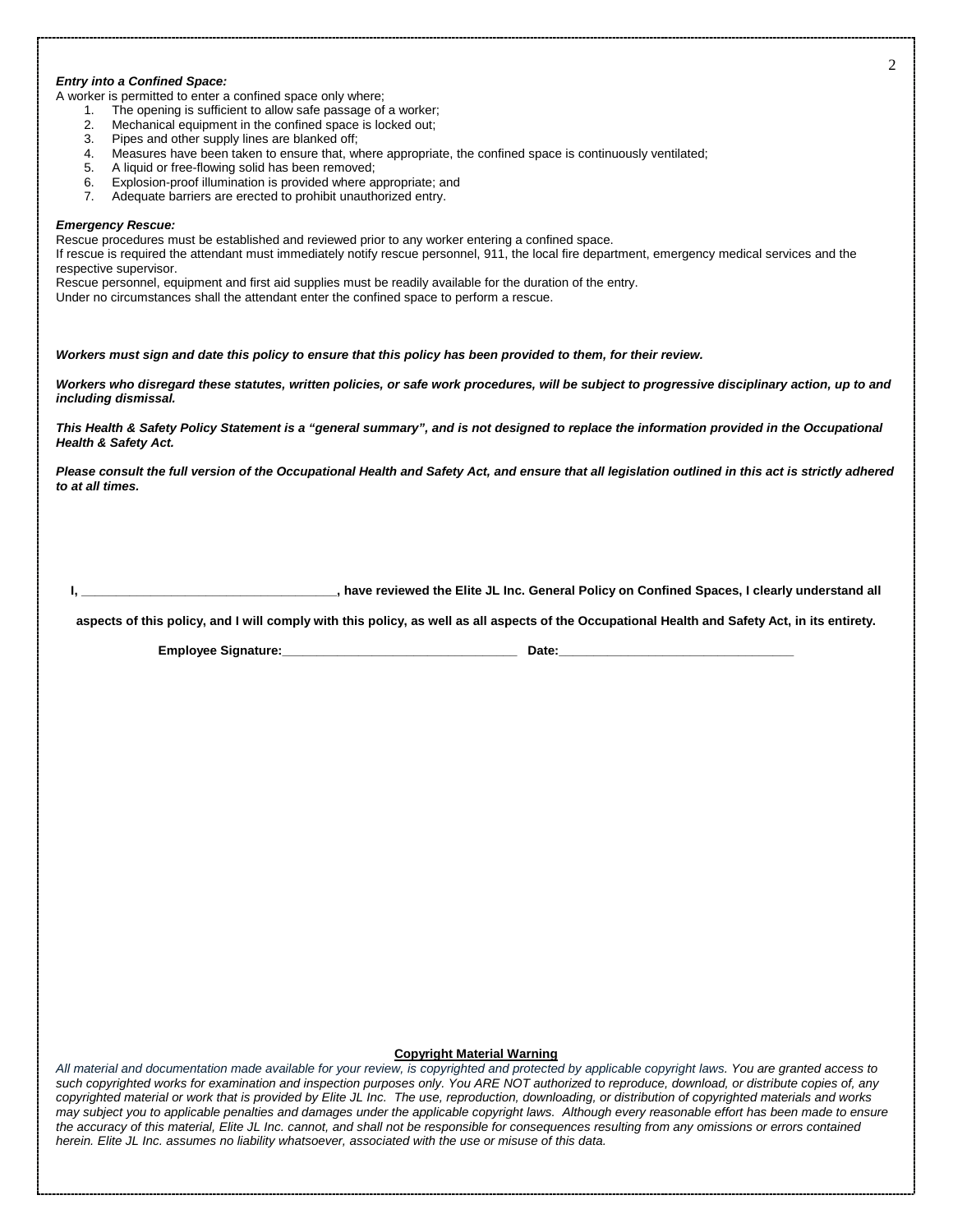***Entry into a Confined Space:***

A worker is permitted to enter a confined space only where;

1. The opening is sufficient to allow safe passage of a worker;
2. Mechanical equipment in the confined space is locked out;
3. Pipes and other supply lines are blanked off;
4. Measures have been taken to ensure that, where appropriate, the confined space is continuously ventilated;
5. A liquid or free-flowing solid has been removed;
6. Explosion-proof illumination is provided where appropriate; and
7. Adequate barriers are erected to prohibit unauthorized entry.

***Emergency Rescue:***

Rescue procedures must be established and reviewed prior to any worker entering a confined space.
If rescue is required the attendant must immediately notify rescue personnel, 911, the local fire department, emergency medical services and the respective supervisor.
Rescue personnel, equipment and first aid supplies must be readily available for the duration of the entry.
Under no circumstances shall the attendant enter the confined space to perform a rescue.

***Workers must sign and date this policy to ensure that this policy has been provided to them, for their review.***

***Workers who disregard these statutes, written policies, or safe work procedures, will be subject to progressive disciplinary action, up to and including dismissal.***

***This Health & Safety Policy Statement is a "general summary", and is not designed to replace the information provided in the Occupational Health & Safety Act.***

***Please consult the full version of the Occupational Health and Safety Act, and ensure that all legislation outlined in this act is strictly adhered to at all times.***

**I, ___________________________________, have reviewed the Elite JL Inc. General Policy on Confined Spaces, I clearly understand all aspects of this policy, and I will comply with this policy, as well as all aspects of the Occupational Health and Safety Act, in its entirety.**

**Employee Signature:_________________________________ Date:_________________________________**

**Copyright Material Warning**

*All material and documentation made available for your review, is copyrighted and protected by applicable copyright laws. You are granted access to such copyrighted works for examination and inspection purposes only. You ARE NOT authorized to reproduce, download, or distribute copies of, any copyrighted material or work that is provided by Elite JL Inc. The use, reproduction, downloading, or distribution of copyrighted materials and works may subject you to applicable penalties and damages under the applicable copyright laws. Although every reasonable effort has been made to ensure the accuracy of this material, Elite JL Inc. cannot, and shall not be responsible for consequences resulting from any omissions or errors contained herein. Elite JL Inc. assumes no liability whatsoever, associated with the use or misuse of this data.*